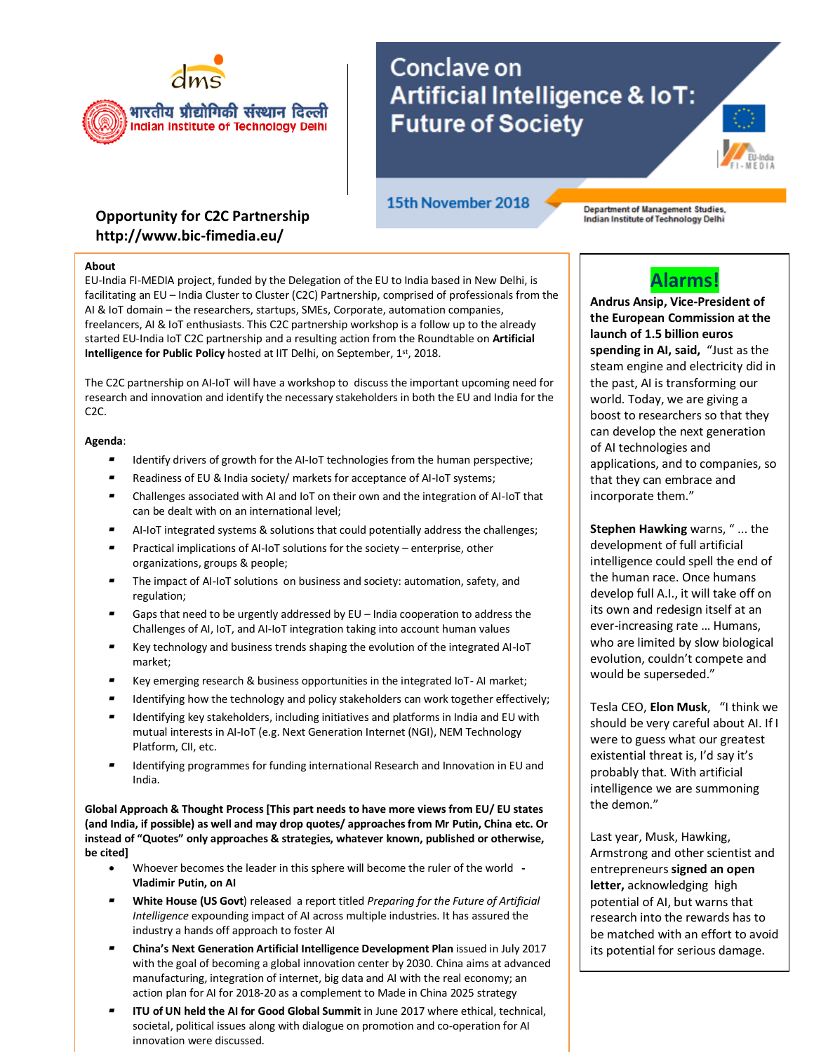dms

भारतीय प्रौद्योगिकी संस्थान दिल्ली
Indian Institute of Technology Delhi

# Conclave on Artificial Intelligence & IoT: Future of Society

EU-India FI-MEDIA

**15th November 2018**

Department of Management Studies, Indian Institute of Technology Delhi

## Opportunity for C2C Partnership

## http://www.bic-fimedia.eu/

**About**

EU-India FI-MEDIA project, funded by the Delegation of the EU to India based in New Delhi, is facilitating an EU – India Cluster to Cluster (C2C) Partnership, comprised of professionals from the AI & IoT domain – the researchers, startups, SMEs, Corporate, automation companies, freelancers, AI & IoT enthusiasts. This C2C partnership workshop is a follow up to the already started EU-India IoT C2C partnership and a resulting action from the Roundtable on **Artificial Intelligence for Public Policy** hosted at IIT Delhi, on September, 1st, 2018.

The C2C partnership on AI-IoT will have a workshop to discuss the important upcoming need for research and innovation and identify the necessary stakeholders in both the EU and India for the C2C.

**Agenda**:

- Identify drivers of growth for the AI-IoT technologies from the human perspective;
- Readiness of EU & India society/ markets for acceptance of AI-IoT systems;
- Challenges associated with AI and IoT on their own and the integration of AI-IoT that can be dealt with on an international level;
- AI-IoT integrated systems & solutions that could potentially address the challenges;
- Practical implications of AI-IoT solutions for the society – enterprise, other organizations, groups & people;
- The impact of AI-IoT solutions on business and society: automation, safety, and regulation;
- Gaps that need to be urgently addressed by EU – India cooperation to address the Challenges of AI, IoT, and AI-IoT integration taking into account human values
- Key technology and business trends shaping the evolution of the integrated AI-IoT market;
- Key emerging research & business opportunities in the integrated IoT- AI market;
- Identifying how the technology and policy stakeholders can work together effectively;
- Identifying key stakeholders, including initiatives and platforms in India and EU with mutual interests in AI-IoT (e.g. Next Generation Internet (NGI), NEM Technology Platform, CII, etc.
- Identifying programmes for funding international Research and Innovation in EU and India.

**Global Approach & Thought Process [This part needs to have more views from EU/ EU states (and India, if possible) as well and may drop quotes/ approaches from Mr Putin, China etc. Or instead of "Quotes" only approaches & strategies, whatever known, published or otherwise, be cited]**

- Whoever becomes the leader in this sphere will become the ruler of the world - **Vladimir Putin, on AI**
- **White House (US Govt**) released a report titled *Preparing for the Future of Artificial Intelligence* expounding impact of AI across multiple industries. It has assured the industry a hands off approach to foster AI
- **China's Next Generation Artificial Intelligence Development Plan** issued in July 2017 with the goal of becoming a global innovation center by 2030. China aims at advanced manufacturing, integration of internet, big data and AI with the real economy; an action plan for AI for 2018-20 as a complement to Made in China 2025 strategy
- **ITU of UN held the AI for Good Global Summit** in June 2017 where ethical, technical, societal, political issues along with dialogue on promotion and co-operation for AI innovation were discussed.

## Alarms!

**Andrus Ansip, Vice-President of the European Commission at the launch of 1.5 billion euros spending in AI, said,** "Just as the steam engine and electricity did in the past, AI is transforming our world. Today, we are giving a boost to researchers so that they can develop the next generation of AI technologies and applications, and to companies, so that they can embrace and incorporate them."

**Stephen Hawking** warns, " ... the development of full artificial intelligence could spell the end of the human race. Once humans develop full A.I., it will take off on its own and redesign itself at an ever-increasing rate ... Humans, who are limited by slow biological evolution, couldn't compete and would be superseded."

Tesla CEO, **Elon Musk**, "I think we should be very careful about AI. If I were to guess what our greatest existential threat is, I'd say it's probably that. With artificial intelligence we are summoning the demon."

Last year, Musk, Hawking, Armstrong and other scientist and entrepreneurs **signed an open letter,** acknowledging high potential of AI, but warns that research into the rewards has to be matched with an effort to avoid its potential for serious damage.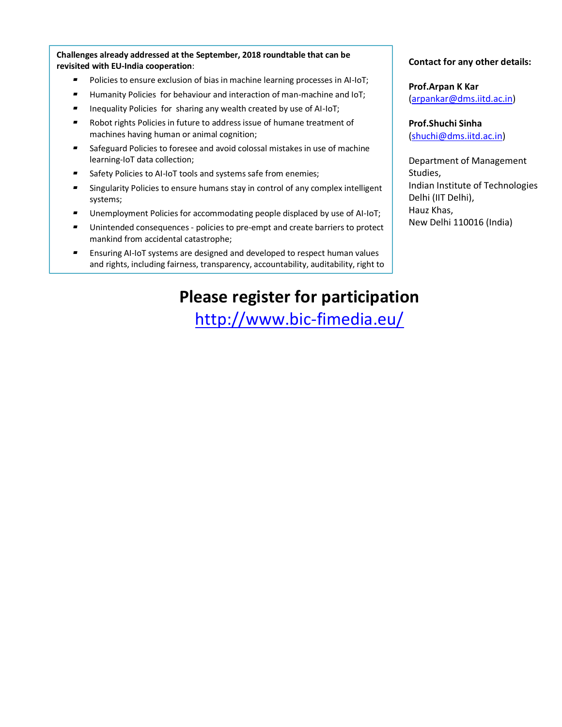**Challenges already addressed at the September, 2018 roundtable that can be revisited with EU-India cooperation**:

- Policies to ensure exclusion of bias in machine learning processes in AI-IoT;
- Humanity Policies for behaviour and interaction of man-machine and IoT;
- Inequality Policies for sharing any wealth created by use of AI-IoT;
- Robot rights Policies in future to address issue of humane treatment of machines having human or animal cognition;
- Safeguard Policies to foresee and avoid colossal mistakes in use of machine learning-IoT data collection;
- Safety Policies to AI-IoT tools and systems safe from enemies;
- Singularity Policies to ensure humans stay in control of any complex intelligent systems;
- Unemployment Policies for accommodating people displaced by use of AI-IoT;
- Unintended consequences - policies to pre-empt and create barriers to protect mankind from accidental catastrophe;
- Ensuring AI-IoT systems are designed and developed to respect human values and rights, including fairness, transparency, accountability, auditability, right to

**Contact for any other details:**

**Prof.Arpan K Kar**
(arpankar@dms.iitd.ac.in)

**Prof.Shuchi Sinha**
(shuchi@dms.iitd.ac.in)

Department of Management Studies,
Indian Institute of Technologies Delhi (IIT Delhi),
Hauz Khas,
New Delhi 110016 (India)

## Please register for participation

http://www.bic-fimedia.eu/